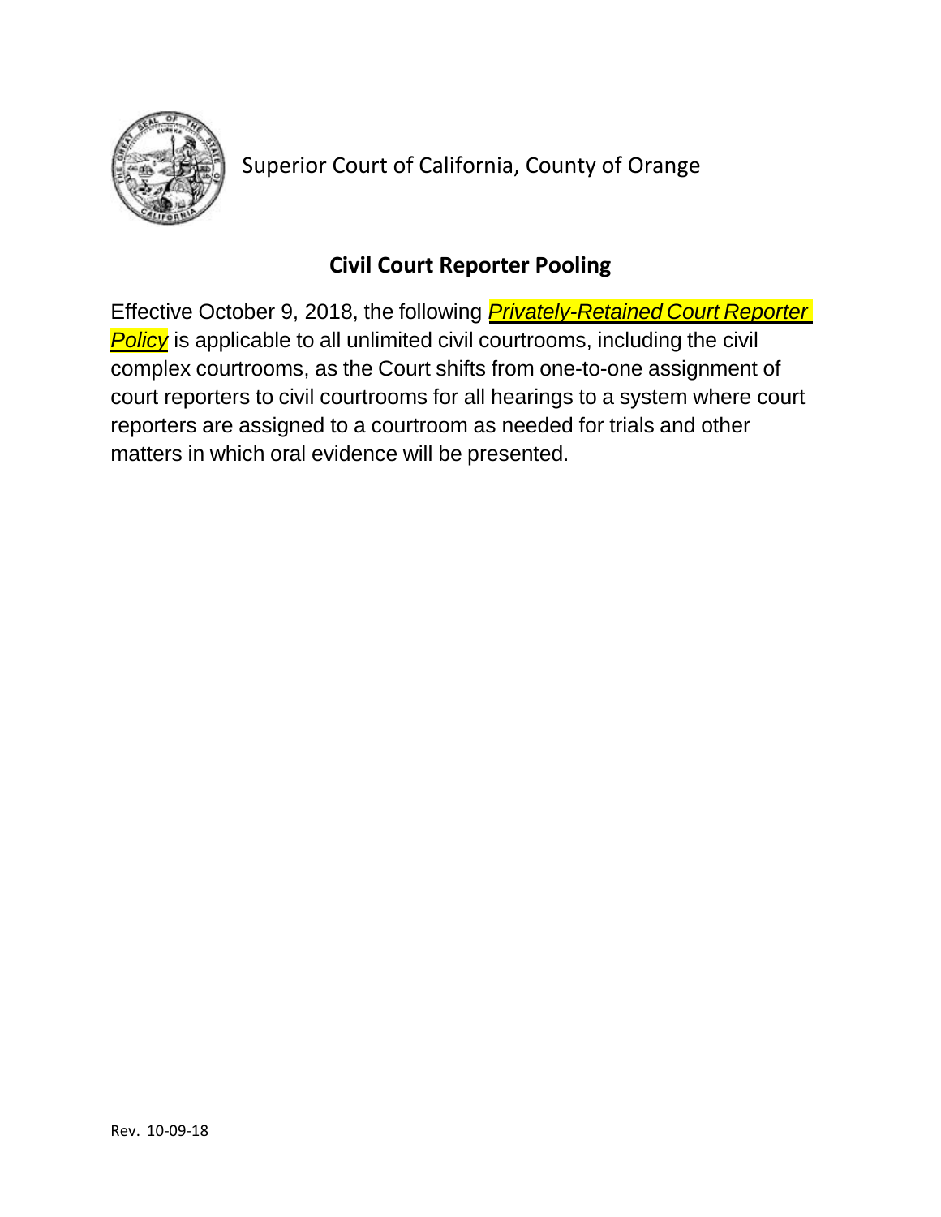Superior Court of California, County of Orange

## Civil Court Reporter Pooling

Effective October 9, 2018, the following ***Privately-Retained Court Reporter Policy*** is applicable to all unlimited civil courtrooms, including the civil complex courtrooms, as the Court shifts from one-to-one assignment of court reporters to civil courtrooms for all hearings to a system where court reporters are assigned to a courtroom as needed for trials and other matters in which oral evidence will be presented.

Rev. 10-09-18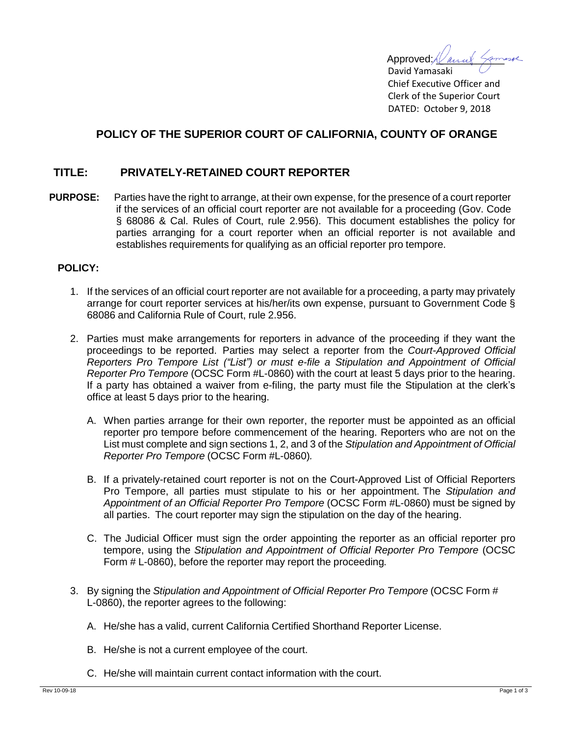Approved: David Yamasaki
David Yamasaki
Chief Executive Officer and
Clerk of the Superior Court
DATED: October 9, 2018

## POLICY OF THE SUPERIOR COURT OF CALIFORNIA, COUNTY OF ORANGE

## TITLE: PRIVATELY-RETAINED COURT REPORTER

**PURPOSE:** Parties have the right to arrange, at their own expense, for the presence of a court reporter if the services of an official court reporter are not available for a proceeding (Gov. Code § 68086 & Cal. Rules of Court, rule 2.956). This document establishes the policy for parties arranging for a court reporter when an official reporter is not available and establishes requirements for qualifying as an official reporter pro tempore.

**POLICY:**

1. If the services of an official court reporter are not available for a proceeding, a party may privately arrange for court reporter services at his/her/its own expense, pursuant to Government Code § 68086 and California Rule of Court, rule 2.956.

2. Parties must make arrangements for reporters in advance of the proceeding if they want the proceedings to be reported. Parties may select a reporter from the *Court-Approved Official Reporters Pro Tempore List ("List") or must e-file a Stipulation and Appointment of Official Reporter Pro Tempore* (OCSC Form #L-0860) with the court at least 5 days prior to the hearing. If a party has obtained a waiver from e-filing, the party must file the Stipulation at the clerk's office at least 5 days prior to the hearing.

   A. When parties arrange for their own reporter, the reporter must be appointed as an official reporter pro tempore before commencement of the hearing. Reporters who are not on the List must complete and sign sections 1, 2, and 3 of the *Stipulation and Appointment of Official Reporter Pro Tempore* (OCSC Form #L-0860)*.*

   B. If a privately-retained court reporter is not on the Court-Approved List of Official Reporters Pro Tempore, all parties must stipulate to his or her appointment. The *Stipulation and Appointment of an Official Reporter Pro Tempore* (OCSC Form #L-0860) must be signed by all parties. The court reporter may sign the stipulation on the day of the hearing.

   C. The Judicial Officer must sign the order appointing the reporter as an official reporter pro tempore, using the *Stipulation and Appointment of Official Reporter Pro Tempore* (OCSC Form # L-0860), before the reporter may report the proceeding.

3. By signing the *Stipulation and Appointment of Official Reporter Pro Tempore* (OCSC Form # L-0860), the reporter agrees to the following:

   A. He/she has a valid, current California Certified Shorthand Reporter License.

   B. He/she is not a current employee of the court.

   C. He/she will maintain current contact information with the court.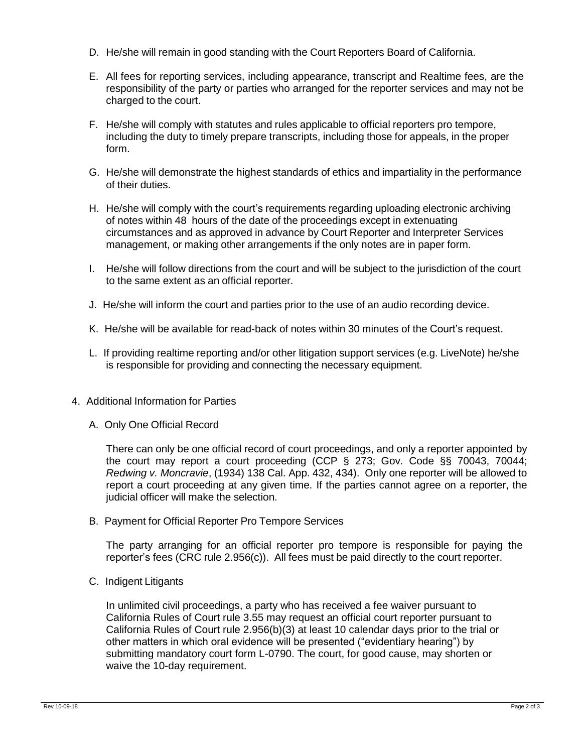D. He/she will remain in good standing with the Court Reporters Board of California.

E. All fees for reporting services, including appearance, transcript and Realtime fees, are the responsibility of the party or parties who arranged for the reporter services and may not be charged to the court.

F. He/she will comply with statutes and rules applicable to official reporters pro tempore, including the duty to timely prepare transcripts, including those for appeals, in the proper form.

G. He/she will demonstrate the highest standards of ethics and impartiality in the performance of their duties.

H. He/she will comply with the court's requirements regarding uploading electronic archiving of notes within 48 hours of the date of the proceedings except in extenuating circumstances and as approved in advance by Court Reporter and Interpreter Services management, or making other arrangements if the only notes are in paper form.

I. He/she will follow directions from the court and will be subject to the jurisdiction of the court to the same extent as an official reporter.

J. He/she will inform the court and parties prior to the use of an audio recording device.

K. He/she will be available for read-back of notes within 30 minutes of the Court's request.

L. If providing realtime reporting and/or other litigation support services (e.g. LiveNote) he/she is responsible for providing and connecting the necessary equipment.

4. Additional Information for Parties

A. Only One Official Record

There can only be one official record of court proceedings, and only a reporter appointed by the court may report a court proceeding (CCP § 273; Gov. Code §§ 70043, 70044; *Redwing v. Moncravie*, (1934) 138 Cal. App. 432, 434). Only one reporter will be allowed to report a court proceeding at any given time. If the parties cannot agree on a reporter, the judicial officer will make the selection.

B. Payment for Official Reporter Pro Tempore Services

The party arranging for an official reporter pro tempore is responsible for paying the reporter's fees (CRC rule 2.956(c)). All fees must be paid directly to the court reporter.

C. Indigent Litigants

In unlimited civil proceedings, a party who has received a fee waiver pursuant to California Rules of Court rule 3.55 may request an official court reporter pursuant to California Rules of Court rule 2.956(b)(3) at least 10 calendar days prior to the trial or other matters in which oral evidence will be presented ("evidentiary hearing") by submitting mandatory court form L-0790. The court, for good cause, may shorten or waive the 10-day requirement.

Rev 10-09-18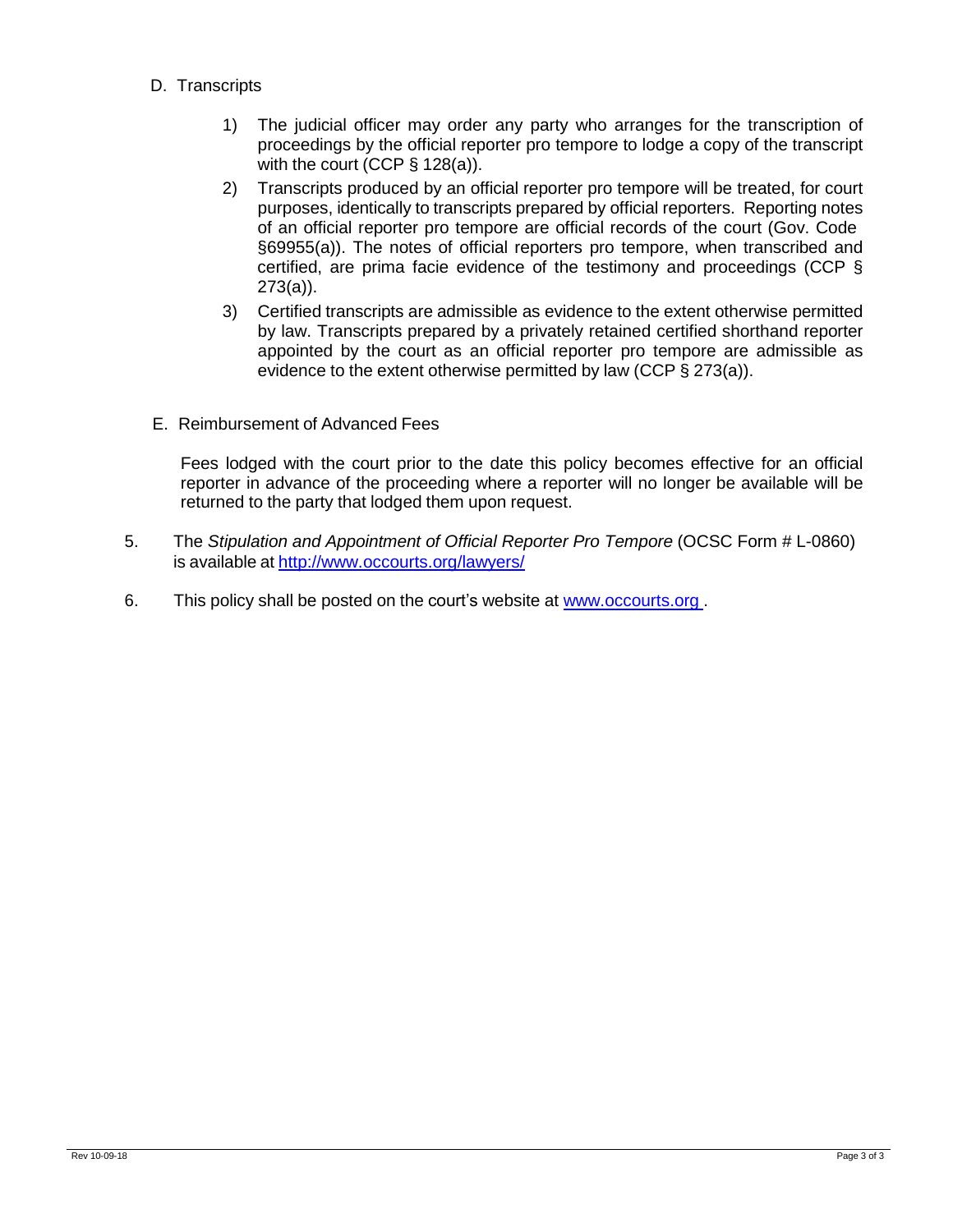D. Transcripts

1) The judicial officer may order any party who arranges for the transcription of proceedings by the official reporter pro tempore to lodge a copy of the transcript with the court (CCP § 128(a)).

2) Transcripts produced by an official reporter pro tempore will be treated, for court purposes, identically to transcripts prepared by official reporters. Reporting notes of an official reporter pro tempore are official records of the court (Gov. Code §69955(a)). The notes of official reporters pro tempore, when transcribed and certified, are prima facie evidence of the testimony and proceedings (CCP § 273(a)).

3) Certified transcripts are admissible as evidence to the extent otherwise permitted by law. Transcripts prepared by a privately retained certified shorthand reporter appointed by the court as an official reporter pro tempore are admissible as evidence to the extent otherwise permitted by law (CCP § 273(a)).

E. Reimbursement of Advanced Fees

Fees lodged with the court prior to the date this policy becomes effective for an official reporter in advance of the proceeding where a reporter will no longer be available will be returned to the party that lodged them upon request.

5. The *Stipulation and Appointment of Official Reporter Pro Tempore* (OCSC Form # L-0860) is available at [http://www.occourts.org/lawyers/](http://www.occourts.org/lawyers/)

6. This policy shall be posted on the court's website at [www.occourts.org](http://www.occourts.org) .

Rev 10-09-18